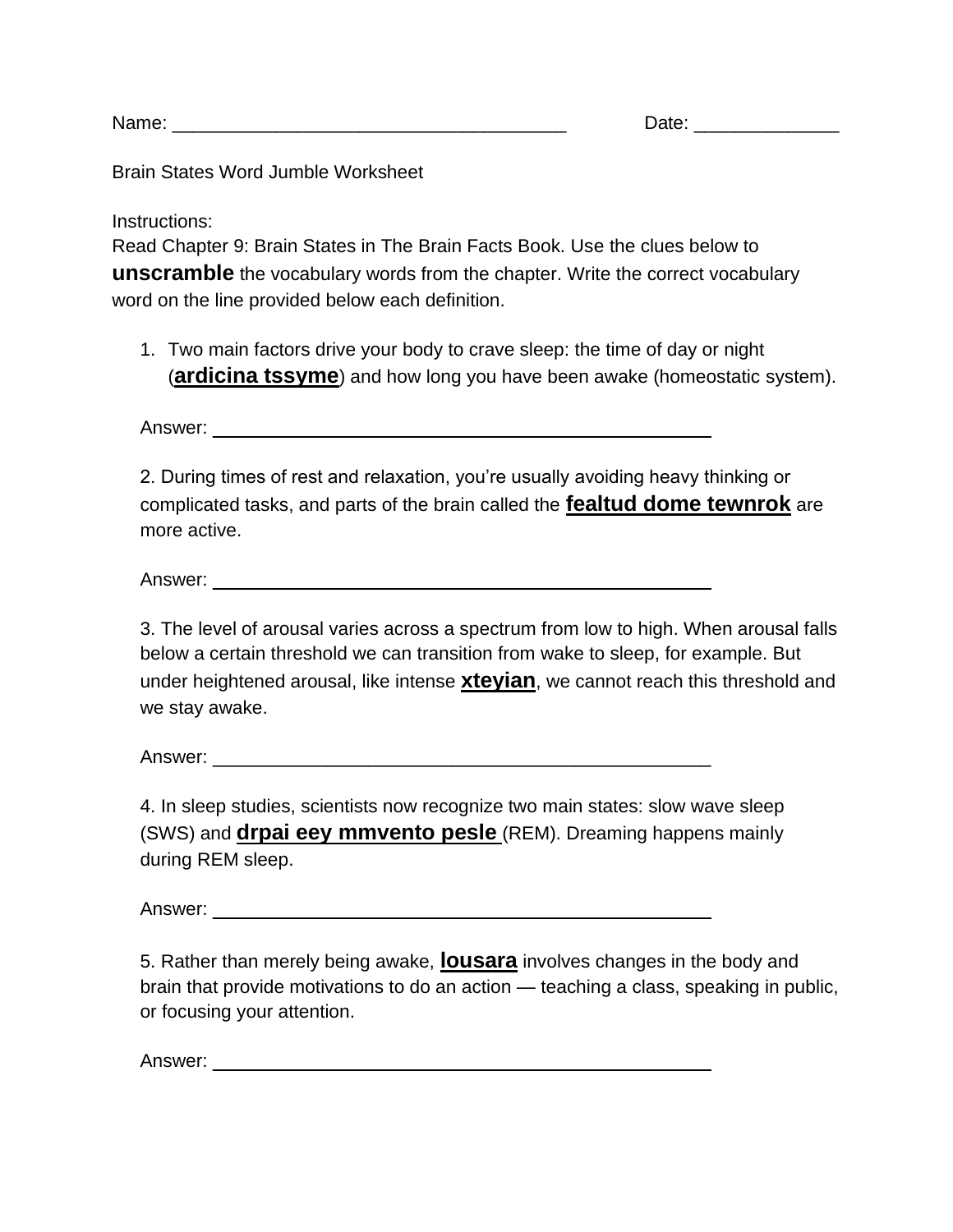Name: _______________________________________ Date: ______________

Brain States Word Jumble Worksheet

Instructions:
Read Chapter 9: Brain States in The Brain Facts Book. Use the clues below to **unscramble** the vocabulary words from the chapter. Write the correct vocabulary word on the line provided below each definition.

1. Two main factors drive your body to crave sleep: the time of day or night (**ardicina tssyme**) and how long you have been awake (homeostatic system).

   Answer: __________________________________________________

2. During times of rest and relaxation, you're usually avoiding heavy thinking or complicated tasks, and parts of the brain called the **fealtud dome tewnrok** are more active.

   Answer: __________________________________________________

3. The level of arousal varies across a spectrum from low to high. When arousal falls below a certain threshold we can transition from wake to sleep, for example. But under heightened arousal, like intense **xteyian**, we cannot reach this threshold and we stay awake.

   Answer: __________________________________________________

4. In sleep studies, scientists now recognize two main states: slow wave sleep (SWS) and **drpai eey mmvento pesle** (REM). Dreaming happens mainly during REM sleep.

   Answer: __________________________________________________

5. Rather than merely being awake, **lousara** involves changes in the body and brain that provide motivations to do an action — teaching a class, speaking in public, or focusing your attention.

   Answer: __________________________________________________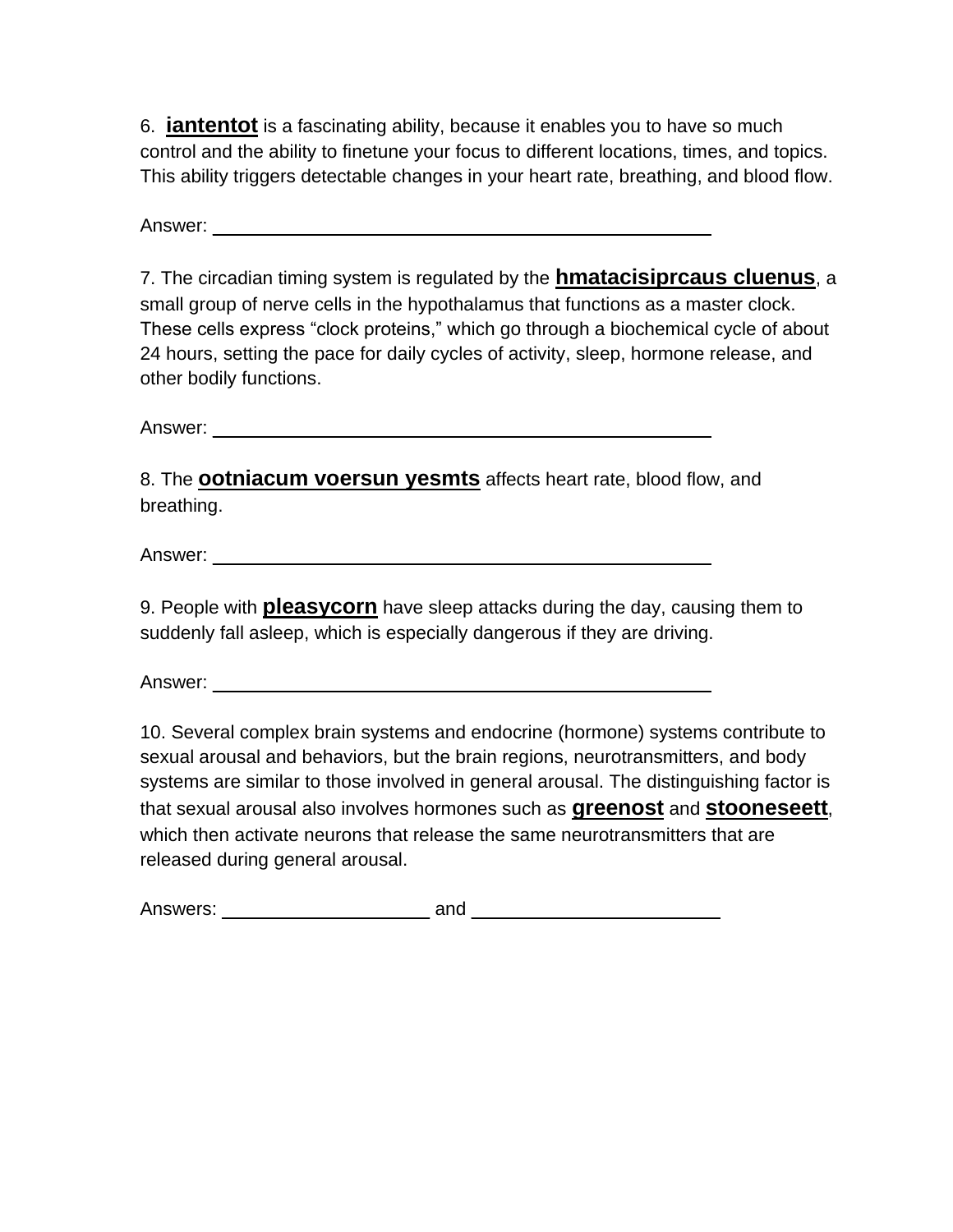6. **iantentot** is a fascinating ability, because it enables you to have so much control and the ability to finetune your focus to different locations, times, and topics. This ability triggers detectable changes in your heart rate, breathing, and blood flow.

Answer: ______________________________________________

7. The circadian timing system is regulated by the **hmatacisiprcaus cluenus**, a small group of nerve cells in the hypothalamus that functions as a master clock. These cells express "clock proteins," which go through a biochemical cycle of about 24 hours, setting the pace for daily cycles of activity, sleep, hormone release, and other bodily functions.

Answer: ______________________________________________

8. The **ootniacum voersun yesmts** affects heart rate, blood flow, and breathing.

Answer: ______________________________________________

9. People with **pleasycorn** have sleep attacks during the day, causing them to suddenly fall asleep, which is especially dangerous if they are driving.

Answer: ______________________________________________

10. Several complex brain systems and endocrine (hormone) systems contribute to sexual arousal and behaviors, but the brain regions, neurotransmitters, and body systems are similar to those involved in general arousal. The distinguishing factor is that sexual arousal also involves hormones such as **greenost** and **stooneseett**, which then activate neurons that release the same neurotransmitters that are released during general arousal.

Answers: ____________________ and ________________________